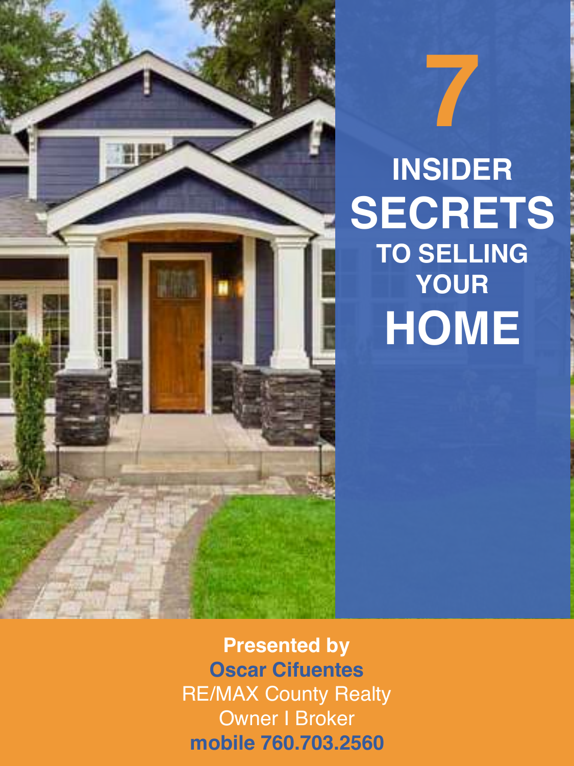# 7 INSIDER SECRETS TO SELLING YOUR HOME

**Presented by**
**Oscar Cifuentes**
RE/MAX County Realty
Owner I Broker
**mobile 760.703.2560**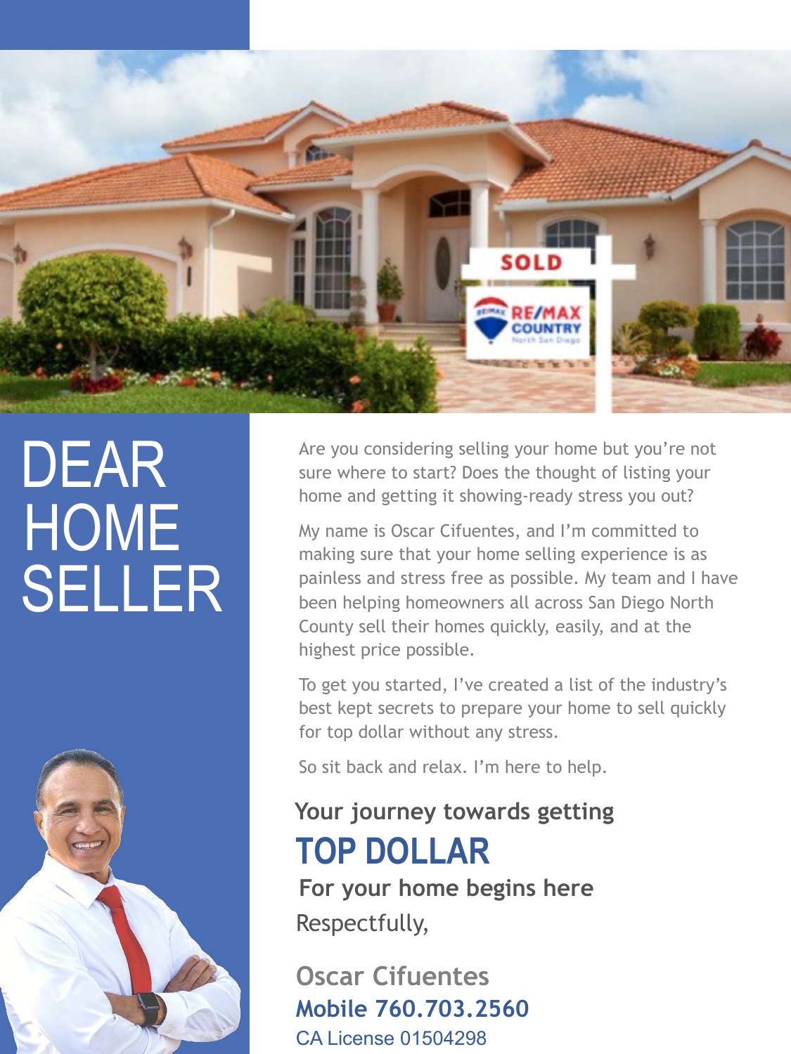# DEAR HOME SELLER

Are you considering selling your home but you're not sure where to start? Does the thought of listing your home and getting it showing-ready stress you out?

My name is Oscar Cifuentes, and I'm committed to making sure that your home selling experience is as painless and stress free as possible. My team and I have been helping homeowners all across San Diego North County sell their homes quickly, easily, and at the highest price possible.

To get you started, I've created a list of the industry's best kept secrets to prepare your home to sell quickly for top dollar without any stress.

So sit back and relax. I'm here to help.

**Your journey towards getting**

## TOP DOLLAR

**For your home begins here**

Respectfully,

**Oscar Cifuentes**

**Mobile 760.703.2560**

CA License 01504298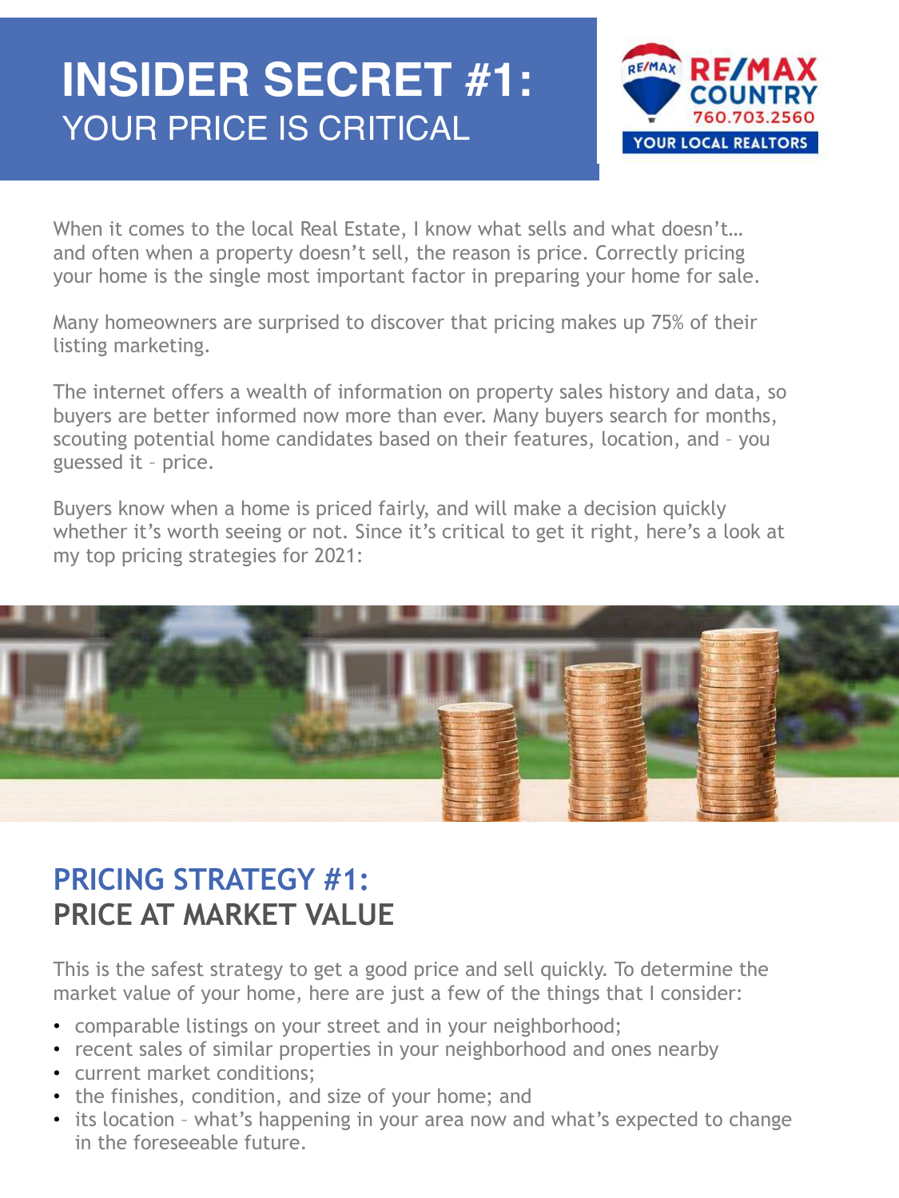# INSIDER SECRET #1:
## YOUR PRICE IS CRITICAL

RE/MAX COUNTRY 760.703.2560 YOUR LOCAL REALTORS

When it comes to the local Real Estate, I know what sells and what doesn't… and often when a property doesn't sell, the reason is price. Correctly pricing your home is the single most important factor in preparing your home for sale.

Many homeowners are surprised to discover that pricing makes up 75% of their listing marketing.

The internet offers a wealth of information on property sales history and data, so buyers are better informed now more than ever. Many buyers search for months, scouting potential home candidates based on their features, location, and – you guessed it – price.

Buyers know when a home is priced fairly, and will make a decision quickly whether it's worth seeing or not. Since it's critical to get it right, here's a look at my top pricing strategies for 2021:

## PRICING STRATEGY #1:
## PRICE AT MARKET VALUE

This is the safest strategy to get a good price and sell quickly. To determine the market value of your home, here are just a few of the things that I consider:

- comparable listings on your street and in your neighborhood;
- recent sales of similar properties in your neighborhood and ones nearby
- current market conditions;
- the finishes, condition, and size of your home; and
- its location – what's happening in your area now and what's expected to change in the foreseeable future.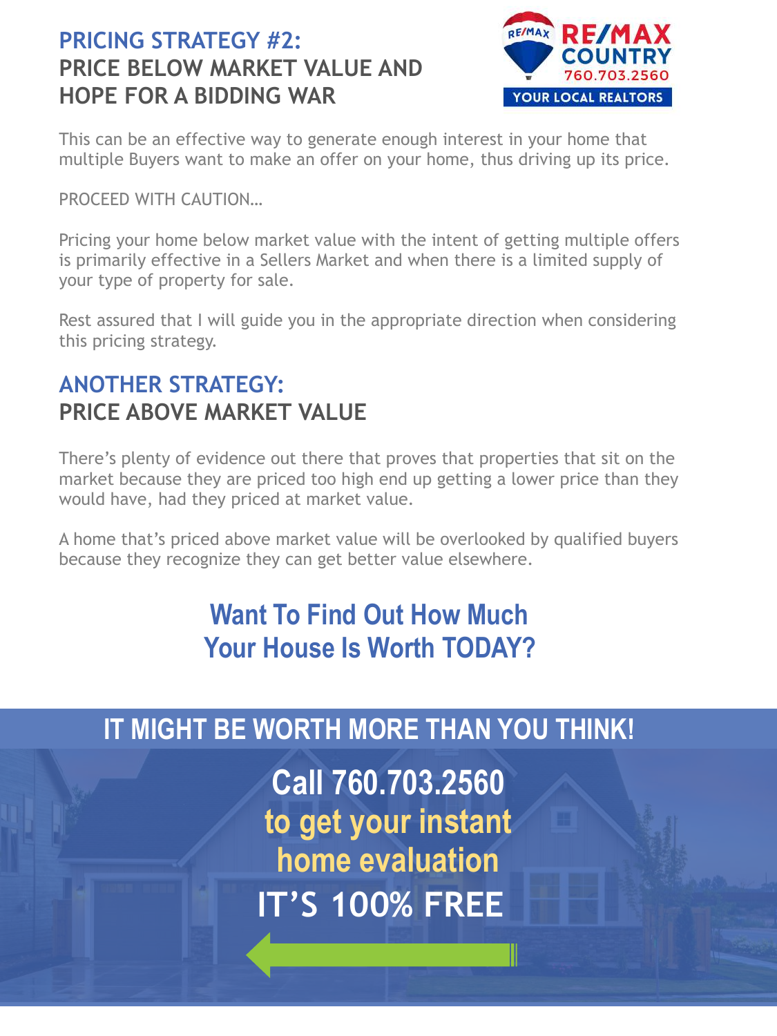## PRICING STRATEGY #2:
## PRICE BELOW MARKET VALUE AND HOPE FOR A BIDDING WAR

This can be an effective way to generate enough interest in your home that multiple Buyers want to make an offer on your home, thus driving up its price.

PROCEED WITH CAUTION…

Pricing your home below market value with the intent of getting multiple offers is primarily effective in a Sellers Market and when there is a limited supply of your type of property for sale.

Rest assured that I will guide you in the appropriate direction when considering this pricing strategy.

## ANOTHER STRATEGY:
## PRICE ABOVE MARKET VALUE

There's plenty of evidence out there that proves that properties that sit on the market because they are priced too high end up getting a lower price than they would have, had they priced at market value.

A home that's priced above market value will be overlooked by qualified buyers because they recognize they can get better value elsewhere.

**Want To Find Out How Much Your House Is Worth TODAY?**

**IT MIGHT BE WORTH MORE THAN YOU THINK!**

**Call 760.703.2560**
**to get your instant home evaluation**
**IT'S 100% FREE**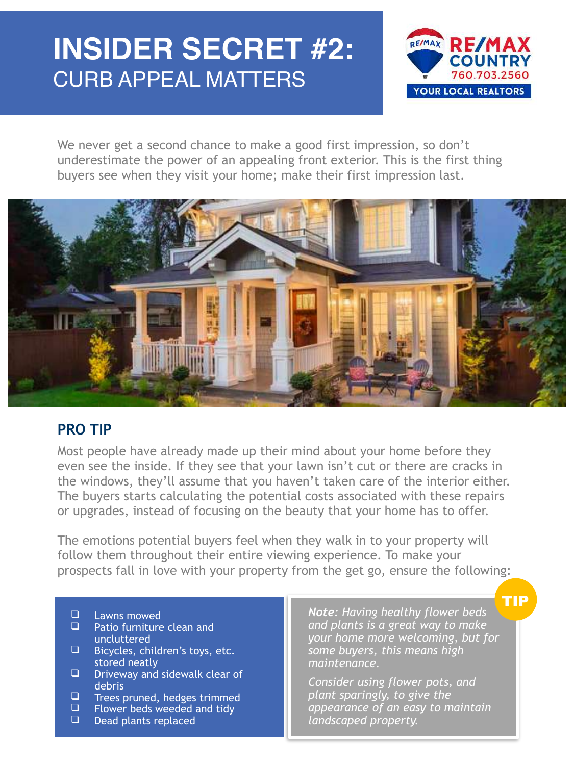# INSIDER SECRET #2:
## CURB APPEAL MATTERS

RE/MAX COUNTRY
760.703.2560
YOUR LOCAL REALTORS

We never get a second chance to make a good first impression, so don't underestimate the power of an appealing front exterior. This is the first thing buyers see when they visit your home; make their first impression last.

### PRO TIP

Most people have already made up their mind about your home before they even see the inside. If they see that your lawn isn't cut or there are cracks in the windows, they'll assume that you haven't taken care of the interior either. The buyers starts calculating the potential costs associated with these repairs or upgrades, instead of focusing on the beauty that your home has to offer.

The emotions potential buyers feel when they walk in to your property will follow them throughout their entire viewing experience. To make your prospects fall in love with your property from the get go, ensure the following:

- ❑ Lawns mowed
- ❑ Patio furniture clean and uncluttered
- ❑ Bicycles, children's toys, etc. stored neatly
- ❑ Driveway and sidewalk clear of debris
- ❑ Trees pruned, hedges trimmed
- ❑ Flower beds weeded and tidy
- ❑ Dead plants replaced

**TIP**

***Note:*** *Having healthy flower beds and plants is a great way to make your home more welcoming, but for some buyers, this means high maintenance.*

*Consider using flower pots, and plant sparingly, to give the appearance of an easy to maintain landscaped property.*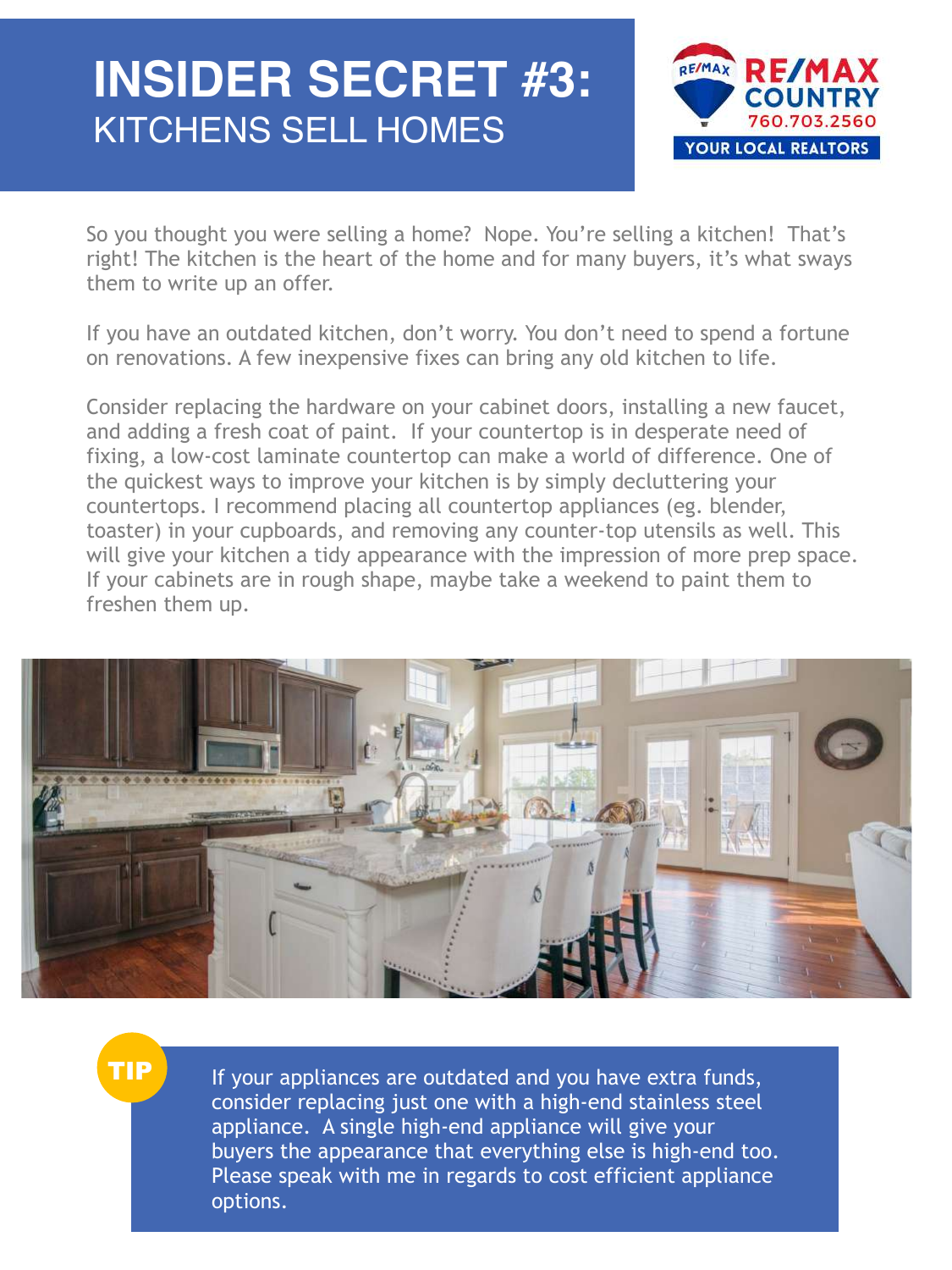# INSIDER SECRET #3:
## KITCHENS SELL HOMES

RE/MAX COUNTRY 760.703.2560 YOUR LOCAL REALTORS

So you thought you were selling a home? Nope. You're selling a kitchen! That's right! The kitchen is the heart of the home and for many buyers, it's what sways them to write up an offer.

If you have an outdated kitchen, don't worry. You don't need to spend a fortune on renovations. A few inexpensive fixes can bring any old kitchen to life.

Consider replacing the hardware on your cabinet doors, installing a new faucet, and adding a fresh coat of paint. If your countertop is in desperate need of fixing, a low-cost laminate countertop can make a world of difference. One of the quickest ways to improve your kitchen is by simply decluttering your countertops. I recommend placing all countertop appliances (eg. blender, toaster) in your cupboards, and removing any counter-top utensils as well. This will give your kitchen a tidy appearance with the impression of more prep space. If your cabinets are in rough shape, maybe take a weekend to paint them to freshen them up.

**TIP**

If your appliances are outdated and you have extra funds, consider replacing just one with a high-end stainless steel appliance. A single high-end appliance will give your buyers the appearance that everything else is high-end too. Please speak with me in regards to cost efficient appliance options.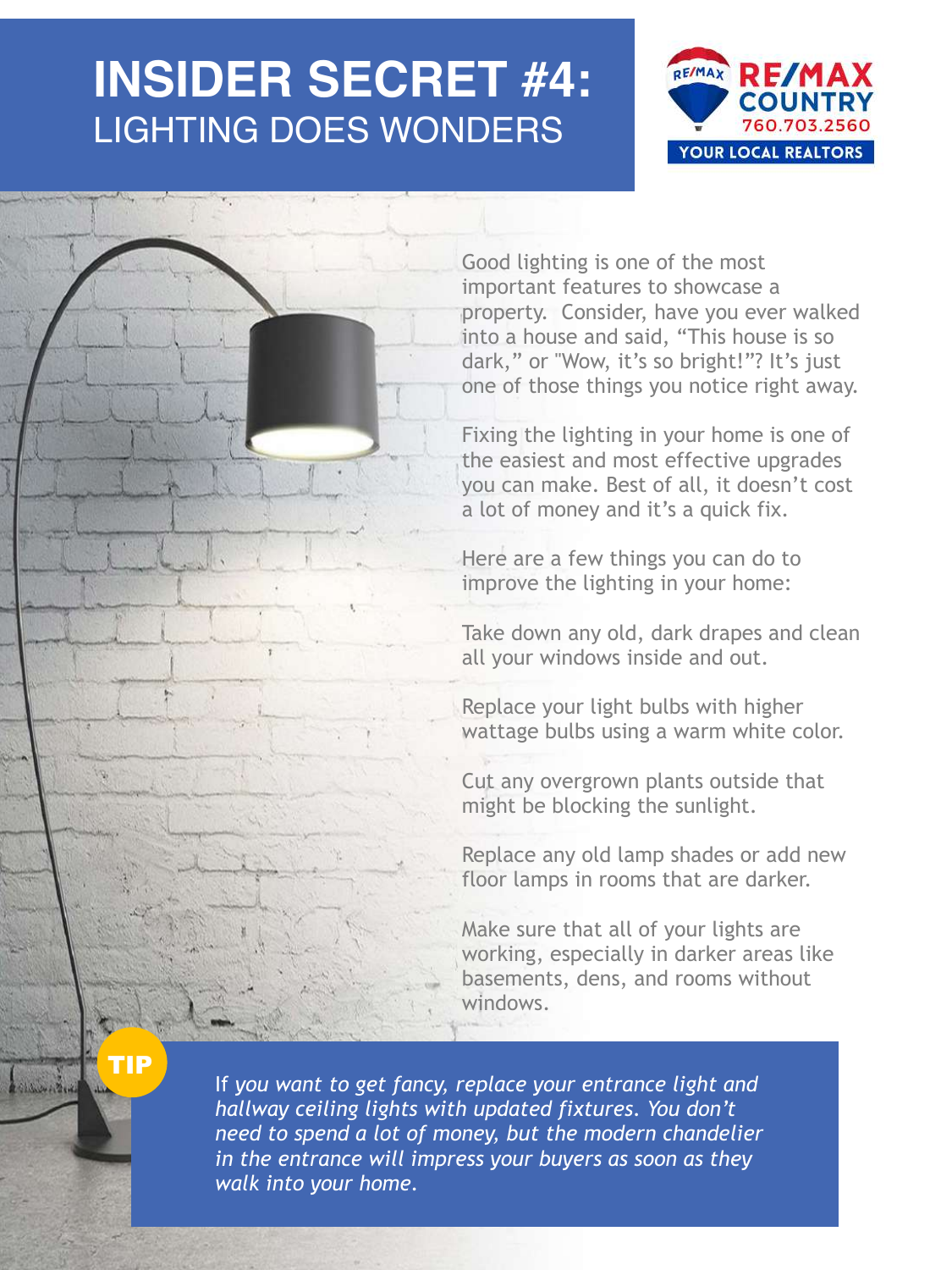# INSIDER SECRET #4: LIGHTING DOES WONDERS

RE/MAX COUNTRY
760.703.2560
YOUR LOCAL REALTORS

Good lighting is one of the most important features to showcase a property. Consider, have you ever walked into a house and said, "This house is so dark," or "Wow, it's so bright!"? It's just one of those things you notice right away.

Fixing the lighting in your home is one of the easiest and most effective upgrades you can make. Best of all, it doesn't cost a lot of money and it's a quick fix.

Here are a few things you can do to improve the lighting in your home:

Take down any old, dark drapes and clean all your windows inside and out.

Replace your light bulbs with higher wattage bulbs using a warm white color.

Cut any overgrown plants outside that might be blocking the sunlight.

Replace any old lamp shades or add new floor lamps in rooms that are darker.

Make sure that all of your lights are working, especially in darker areas like basements, dens, and rooms without windows.

**TIP**

*If you want to get fancy, replace your entrance light and hallway ceiling lights with updated fixtures. You don't need to spend a lot of money, but the modern chandelier in the entrance will impress your buyers as soon as they walk into your home.*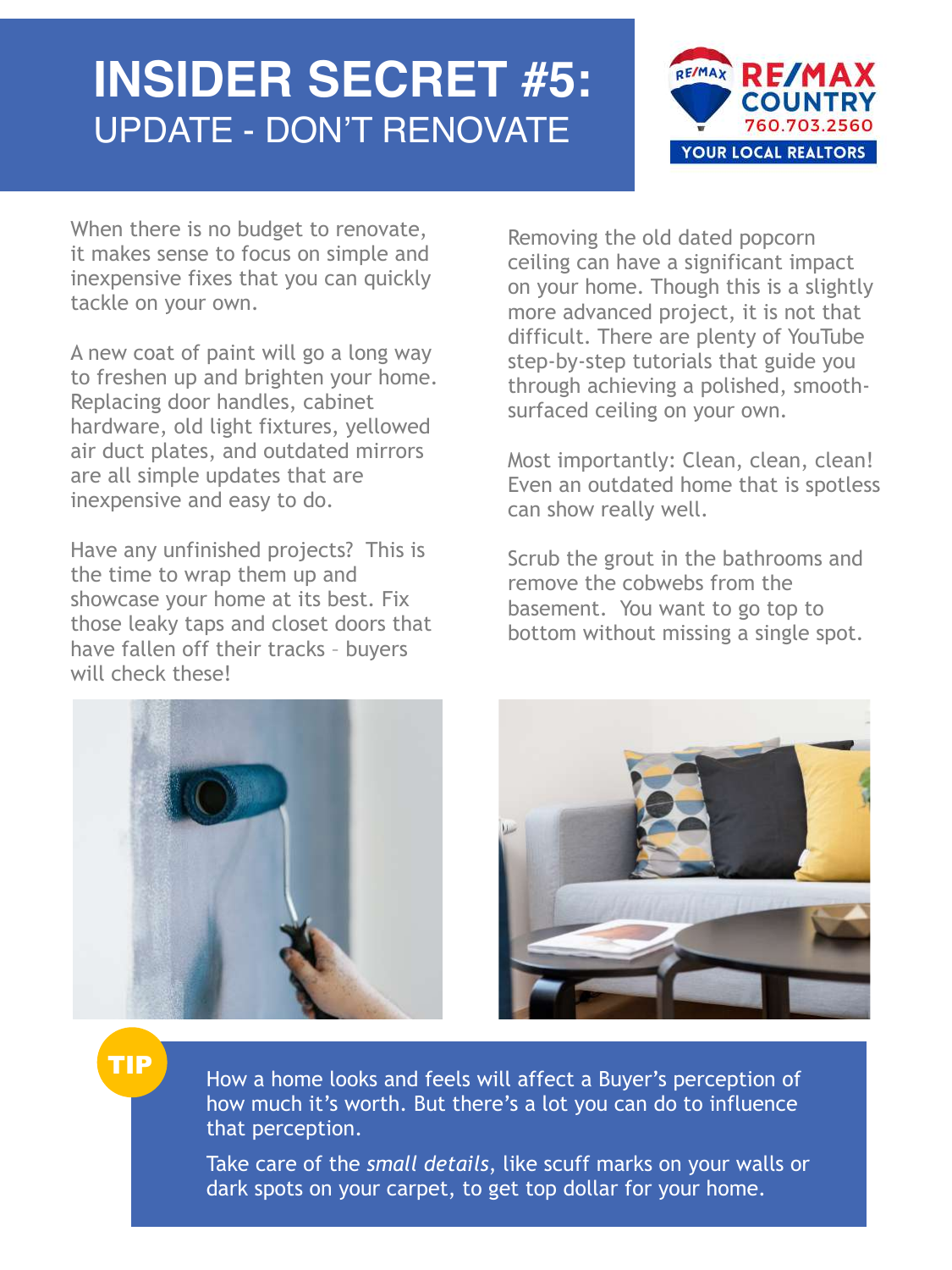# INSIDER SECRET #5:
## UPDATE - DON'T RENOVATE

RE/MAX COUNTRY
760.703.2560
YOUR LOCAL REALTORS

When there is no budget to renovate, it makes sense to focus on simple and inexpensive fixes that you can quickly tackle on your own.

A new coat of paint will go a long way to freshen up and brighten your home. Replacing door handles, cabinet hardware, old light fixtures, yellowed air duct plates, and outdated mirrors are all simple updates that are inexpensive and easy to do.

Have any unfinished projects? This is the time to wrap them up and showcase your home at its best. Fix those leaky taps and closet doors that have fallen off their tracks – buyers will check these!

Removing the old dated popcorn ceiling can have a significant impact on your home. Though this is a slightly more advanced project, it is not that difficult. There are plenty of YouTube step-by-step tutorials that guide you through achieving a polished, smooth-surfaced ceiling on your own.

Most importantly: Clean, clean, clean! Even an outdated home that is spotless can show really well.

Scrub the grout in the bathrooms and remove the cobwebs from the basement. You want to go top to bottom without missing a single spot.

**TIP**

How a home looks and feels will affect a Buyer's perception of how much it's worth. But there's a lot you can do to influence that perception.

Take care of the *small details*, like scuff marks on your walls or dark spots on your carpet, to get top dollar for your home.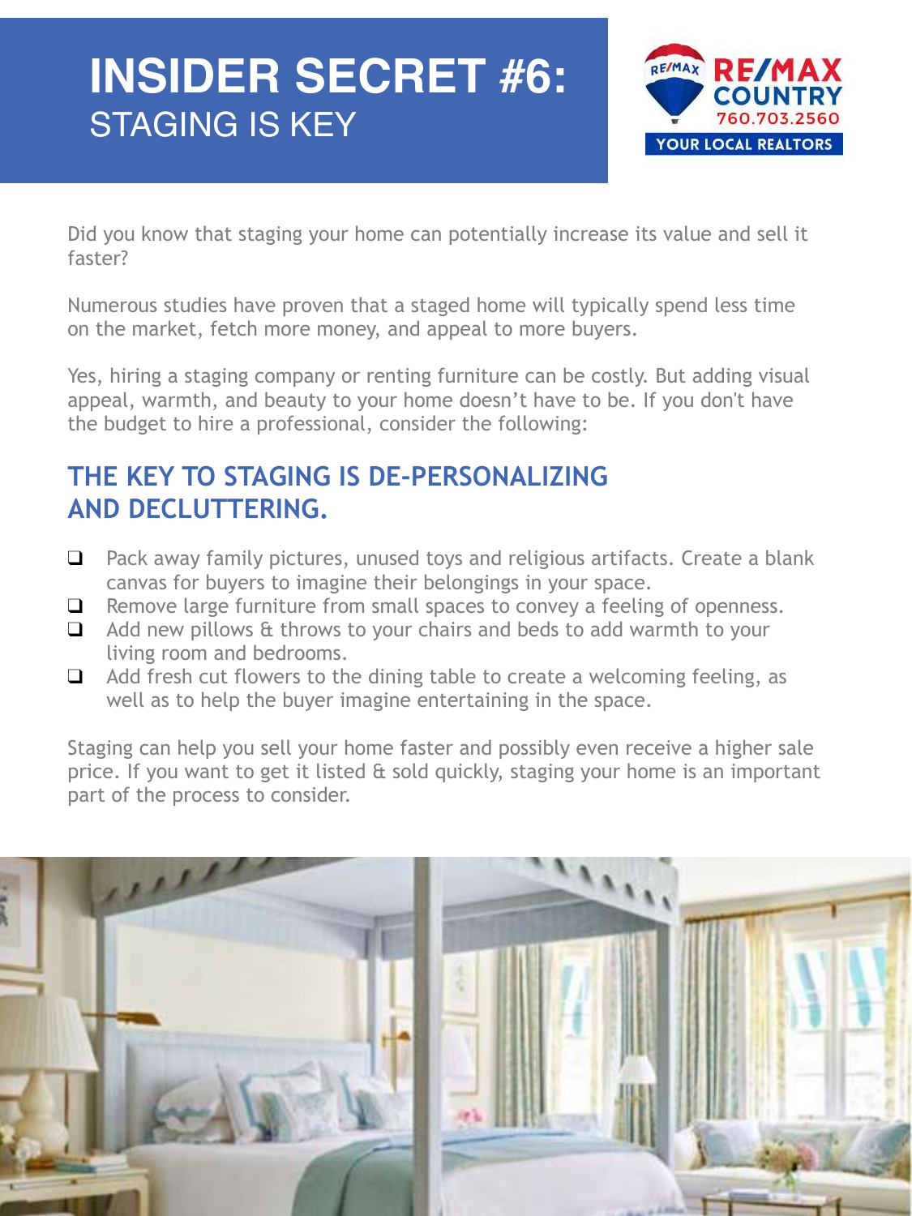# INSIDER SECRET #6:
## STAGING IS KEY

RE/MAX COUNTRY
760.703.2560
YOUR LOCAL REALTORS

Did you know that staging your home can potentially increase its value and sell it faster?

Numerous studies have proven that a staged home will typically spend less time on the market, fetch more money, and appeal to more buyers.

Yes, hiring a staging company or renting furniture can be costly. But adding visual appeal, warmth, and beauty to your home doesn't have to be. If you don't have the budget to hire a professional, consider the following:

### THE KEY TO STAGING IS DE-PERSONALIZING AND DECLUTTERING.

- [ ] Pack away family pictures, unused toys and religious artifacts. Create a blank canvas for buyers to imagine their belongings in your space.
- [ ] Remove large furniture from small spaces to convey a feeling of openness.
- [ ] Add new pillows & throws to your chairs and beds to add warmth to your living room and bedrooms.
- [ ] Add fresh cut flowers to the dining table to create a welcoming feeling, as well as to help the buyer imagine entertaining in the space.

Staging can help you sell your home faster and possibly even receive a higher sale price. If you want to get it listed & sold quickly, staging your home is an important part of the process to consider.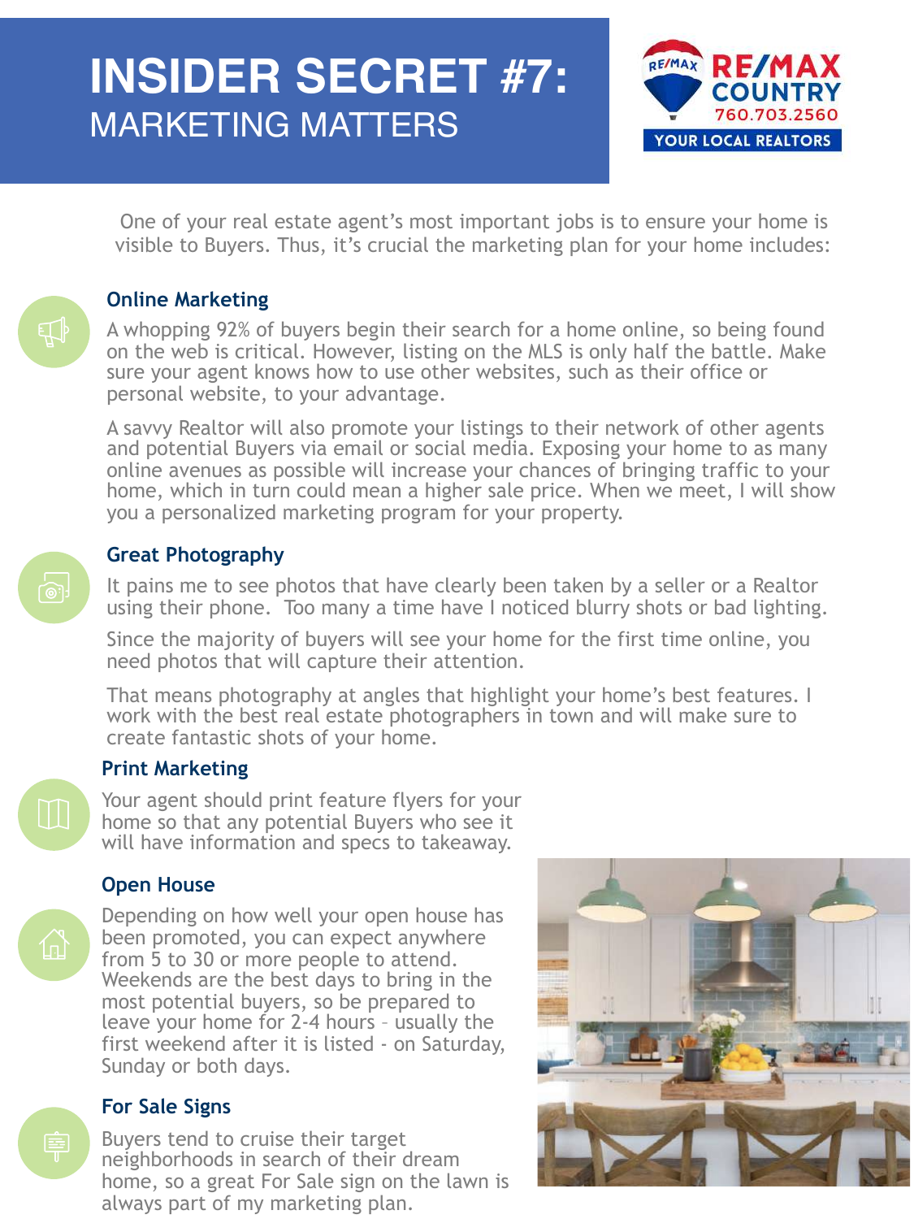# INSIDER SECRET #7:
## MARKETING MATTERS

RE/MAX COUNTRY
760.703.2560
YOUR LOCAL REALTORS

One of your real estate agent's most important jobs is to ensure your home is visible to Buyers. Thus, it's crucial the marketing plan for your home includes:

### Online Marketing

A whopping 92% of buyers begin their search for a home online, so being found on the web is critical. However, listing on the MLS is only half the battle. Make sure your agent knows how to use other websites, such as their office or personal website, to your advantage.

A savvy Realtor will also promote your listings to their network of other agents and potential Buyers via email or social media. Exposing your home to as many online avenues as possible will increase your chances of bringing traffic to your home, which in turn could mean a higher sale price. When we meet, I will show you a personalized marketing program for your property.

### Great Photography

It pains me to see photos that have clearly been taken by a seller or a Realtor using their phone.  Too many a time have I noticed blurry shots or bad lighting.

Since the majority of buyers will see your home for the first time online, you need photos that will capture their attention.

That means photography at angles that highlight your home's best features. I work with the best real estate photographers in town and will make sure to create fantastic shots of your home.

### Print Marketing

Your agent should print feature flyers for your home so that any potential Buyers who see it will have information and specs to takeaway.

### Open House

Depending on how well your open house has been promoted, you can expect anywhere from 5 to 30 or more people to attend. Weekends are the best days to bring in the most potential buyers, so be prepared to leave your home for 2-4 hours – usually the first weekend after it is listed - on Saturday, Sunday or both days.

### For Sale Signs

Buyers tend to cruise their target neighborhoods in search of their dream home, so a great For Sale sign on the lawn is always part of my marketing plan.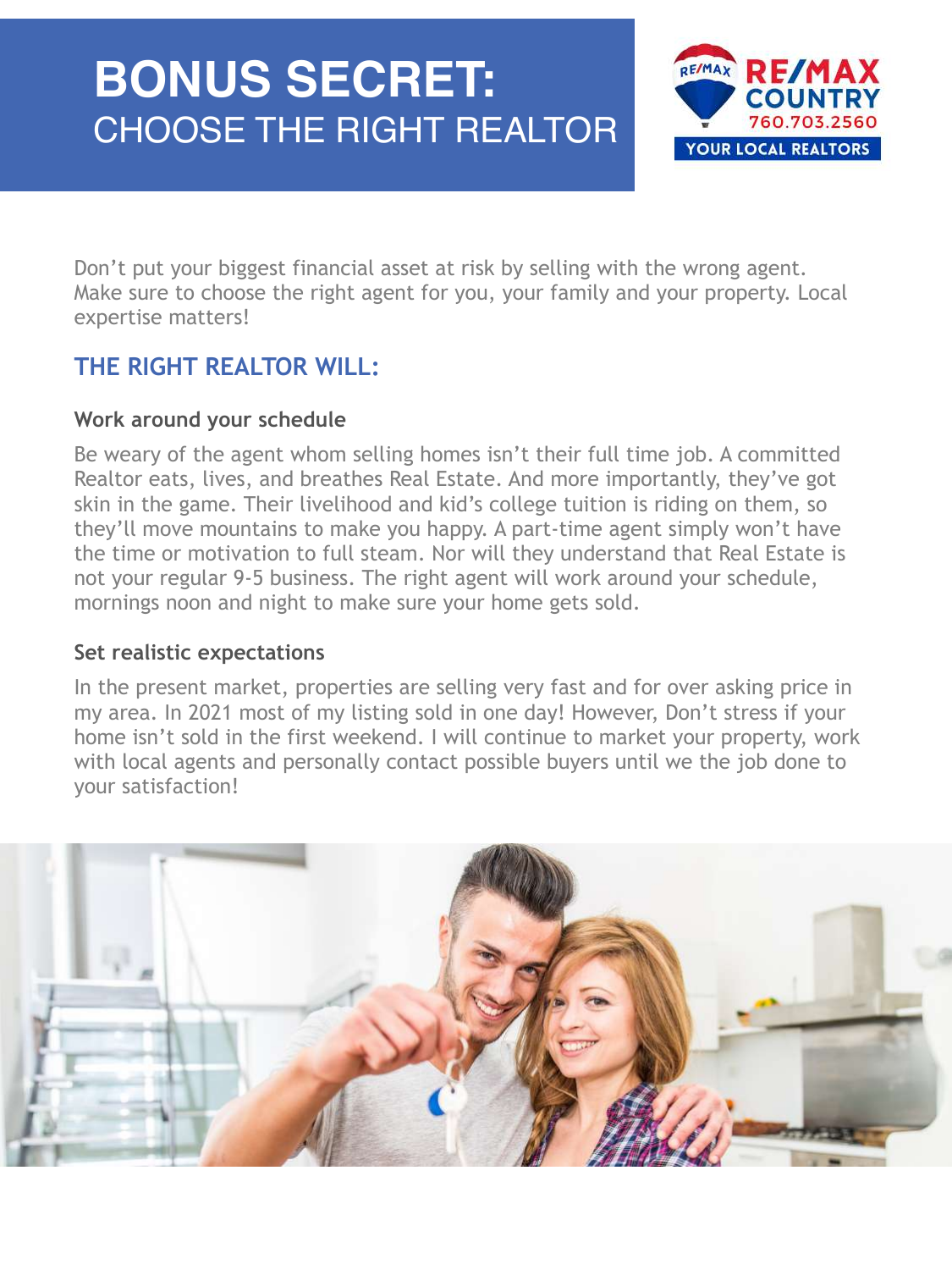# BONUS SECRET:
## CHOOSE THE RIGHT REALTOR

RE/MAX COUNTRY
760.703.2560
YOUR LOCAL REALTORS

Don't put your biggest financial asset at risk by selling with the wrong agent. Make sure to choose the right agent for you, your family and your property. Local expertise matters!

## THE RIGHT REALTOR WILL:

### Work around your schedule

Be weary of the agent whom selling homes isn't their full time job. A committed Realtor eats, lives, and breathes Real Estate. And more importantly, they've got skin in the game. Their livelihood and kid's college tuition is riding on them, so they'll move mountains to make you happy. A part-time agent simply won't have the time or motivation to full steam. Nor will they understand that Real Estate is not your regular 9-5 business. The right agent will work around your schedule, mornings noon and night to make sure your home gets sold.

### Set realistic expectations

In the present market, properties are selling very fast and for over asking price in my area. In 2021 most of my listing sold in one day! However, Don't stress if your home isn't sold in the first weekend. I will continue to market your property, work with local agents and personally contact possible buyers until we the job done to your satisfaction!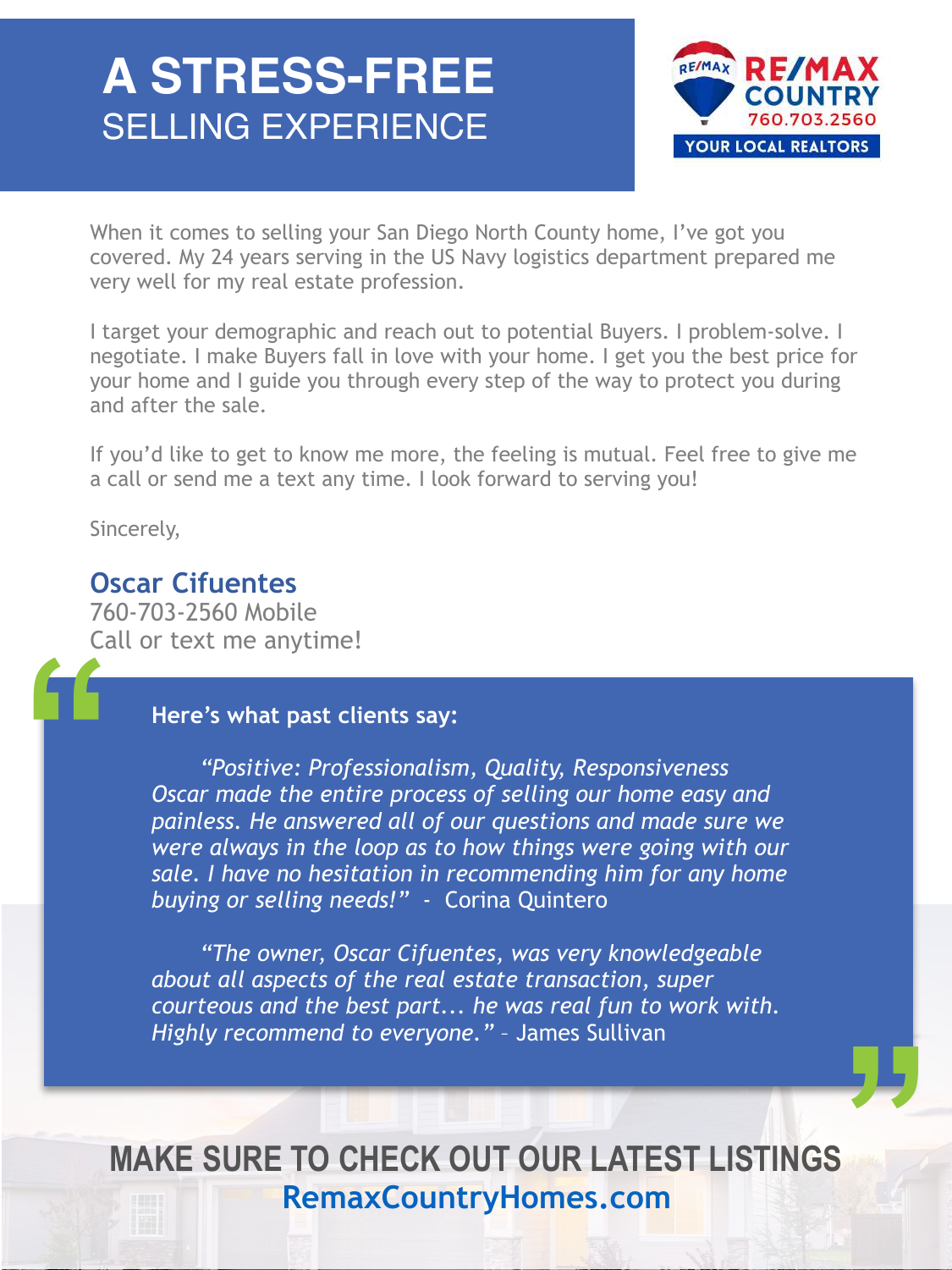# A STRESS-FREE
## SELLING EXPERIENCE

RE/MAX COUNTRY
760.703.2560
YOUR LOCAL REALTORS

When it comes to selling your San Diego North County home, I've got you covered. My 24 years serving in the US Navy logistics department prepared me very well for my real estate profession.

I target your demographic and reach out to potential Buyers. I problem-solve. I negotiate. I make Buyers fall in love with your home. I get you the best price for your home and I guide you through every step of the way to protect you during and after the sale.

If you'd like to get to know me more, the feeling is mutual. Feel free to give me a call or send me a text any time. I look forward to serving you!

Sincerely,

**Oscar Cifuentes**
760-703-2560 Mobile
Call or text me anytime!

**Here's what past clients say:**

*"Positive: Professionalism, Quality, Responsiveness Oscar made the entire process of selling our home easy and painless. He answered all of our questions and made sure we were always in the loop as to how things were going with our sale. I have no hesitation in recommending him for any home buying or selling needs!"* - Corina Quintero

*"The owner, Oscar Cifuentes, was very knowledgeable about all aspects of the real estate transaction, super courteous and the best part... he was real fun to work with. Highly recommend to everyone."* – James Sullivan

## MAKE SURE TO CHECK OUT OUR LATEST LISTINGS
**RemaxCountryHomes.com**